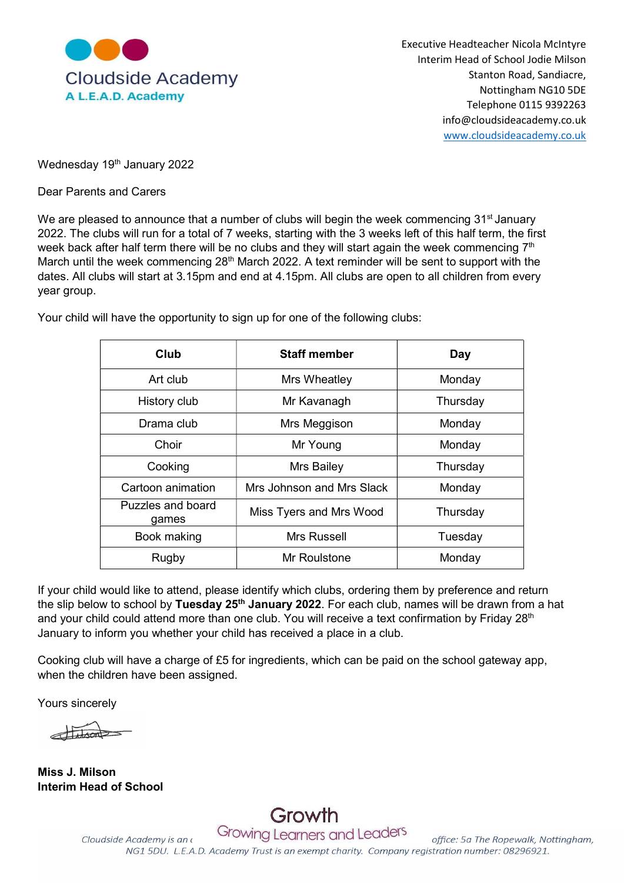Cloudside Academy
A L.E.A.D. Academy

Executive Headteacher Nicola McIntyre
Interim Head of School Jodie Milson
Stanton Road, Sandiacre,
Nottingham NG10 5DE
Telephone 0115 9392263
info@cloudsideacademy.co.uk
www.cloudsideacademy.co.uk

Wednesday 19th January 2022

Dear Parents and Carers

We are pleased to announce that a number of clubs will begin the week commencing 31st January 2022. The clubs will run for a total of 7 weeks, starting with the 3 weeks left of this half term, the first week back after half term there will be no clubs and they will start again the week commencing 7th March until the week commencing 28th March 2022. A text reminder will be sent to support with the dates. All clubs will start at 3.15pm and end at 4.15pm. All clubs are open to all children from every year group.

Your child will have the opportunity to sign up for one of the following clubs:

| Club | Staff member | Day |
|---|---|---|
| Art club | Mrs Wheatley | Monday |
| History club | Mr Kavanagh | Thursday |
| Drama club | Mrs Meggison | Monday |
| Choir | Mr Young | Monday |
| Cooking | Mrs Bailey | Thursday |
| Cartoon animation | Mrs Johnson and Mrs Slack | Monday |
| Puzzles and board games | Miss Tyers and Mrs Wood | Thursday |
| Book making | Mrs Russell | Tuesday |
| Rugby | Mr Roulstone | Monday |

If your child would like to attend, please identify which clubs, ordering them by preference and return the slip below to school by **Tuesday 25th January 2022**. For each club, names will be drawn from a hat and your child could attend more than one club. You will receive a text confirmation by Friday 28th January to inform you whether your child has received a place in a club.

Cooking club will have a charge of £5 for ingredients, which can be paid on the school gateway app, when the children have been assigned.

Yours sincerely

**Miss J. Milson**
**Interim Head of School**

Growth
Growing Learners and Leaders

*Cloudside Academy is an ... office: 5a The Ropewalk, Nottingham, NG1 5DU. L.E.A.D. Academy Trust is an exempt charity. Company registration number: 08296921.*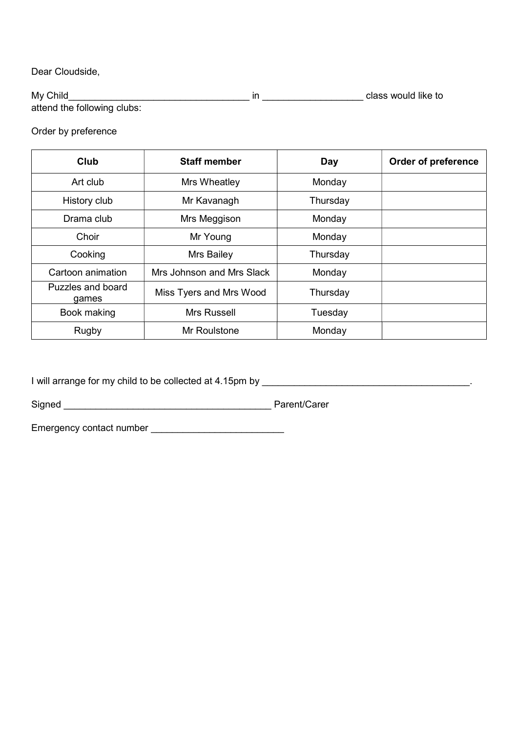Dear Cloudside,

My Child___________________________________ in ___________________ class would like to attend the following clubs:

Order by preference

| Club | Staff member | Day | Order of preference |
| --- | --- | --- | --- |
| Art club | Mrs Wheatley | Monday | |
| History club | Mr Kavanagh | Thursday | |
| Drama club | Mrs Meggison | Monday | |
| Choir | Mr Young | Monday | |
| Cooking | Mrs Bailey | Thursday | |
| Cartoon animation | Mrs Johnson and Mrs Slack | Monday | |
| Puzzles and board games | Miss Tyers and Mrs Wood | Thursday | |
| Book making | Mrs Russell | Tuesday | |
| Rugby | Mr Roulstone | Monday | |

I will arrange for my child to be collected at 4.15pm by ________________________________________.

Signed _______________________________________ Parent/Carer

Emergency contact number _________________________